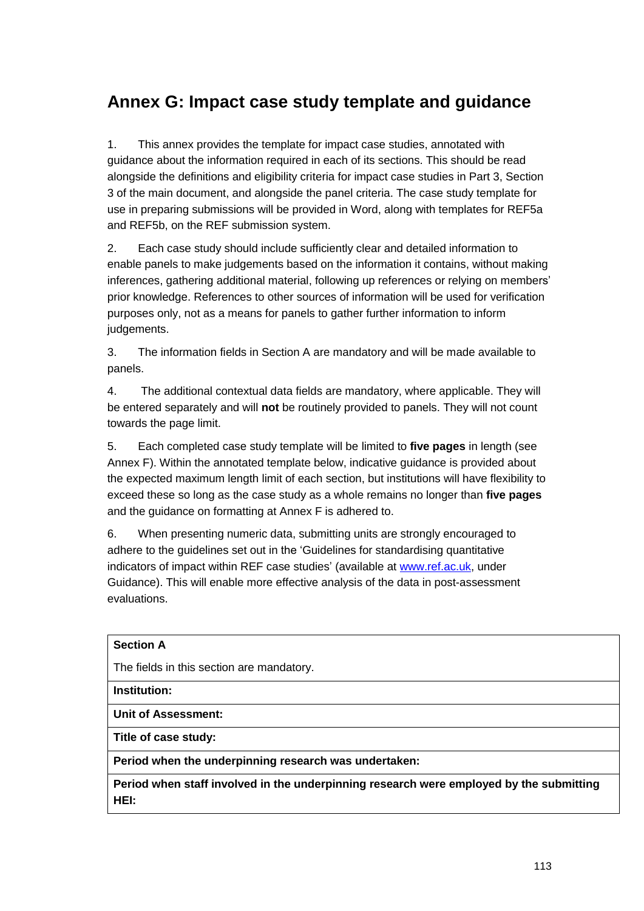# Annex G: Impact case study template and guidance

1. This annex provides the template for impact case studies, annotated with guidance about the information required in each of its sections. This should be read alongside the definitions and eligibility criteria for impact case studies in Part 3, Section 3 of the main document, and alongside the panel criteria. The case study template for use in preparing submissions will be provided in Word, along with templates for REF5a and REF5b, on the REF submission system.

2. Each case study should include sufficiently clear and detailed information to enable panels to make judgements based on the information it contains, without making inferences, gathering additional material, following up references or relying on members' prior knowledge. References to other sources of information will be used for verification purposes only, not as a means for panels to gather further information to inform judgements.

3. The information fields in Section A are mandatory and will be made available to panels.

4. The additional contextual data fields are mandatory, where applicable. They will be entered separately and will **not** be routinely provided to panels. They will not count towards the page limit.

5. Each completed case study template will be limited to **five pages** in length (see Annex F). Within the annotated template below, indicative guidance is provided about the expected maximum length limit of each section, but institutions will have flexibility to exceed these so long as the case study as a whole remains no longer than **five pages** and the guidance on formatting at Annex F is adhered to.

6. When presenting numeric data, submitting units are strongly encouraged to adhere to the guidelines set out in the 'Guidelines for standardising quantitative indicators of impact within REF case studies' (available at www.ref.ac.uk, under Guidance). This will enable more effective analysis of the data in post-assessment evaluations.

| **Section A** |
|---|
| The fields in this section are mandatory. |
| **Institution:** |
| **Unit of Assessment:** |
| **Title of case study:** |
| **Period when the underpinning research was undertaken:** |
| **Period when staff involved in the underpinning research were employed by the submitting HEI:** |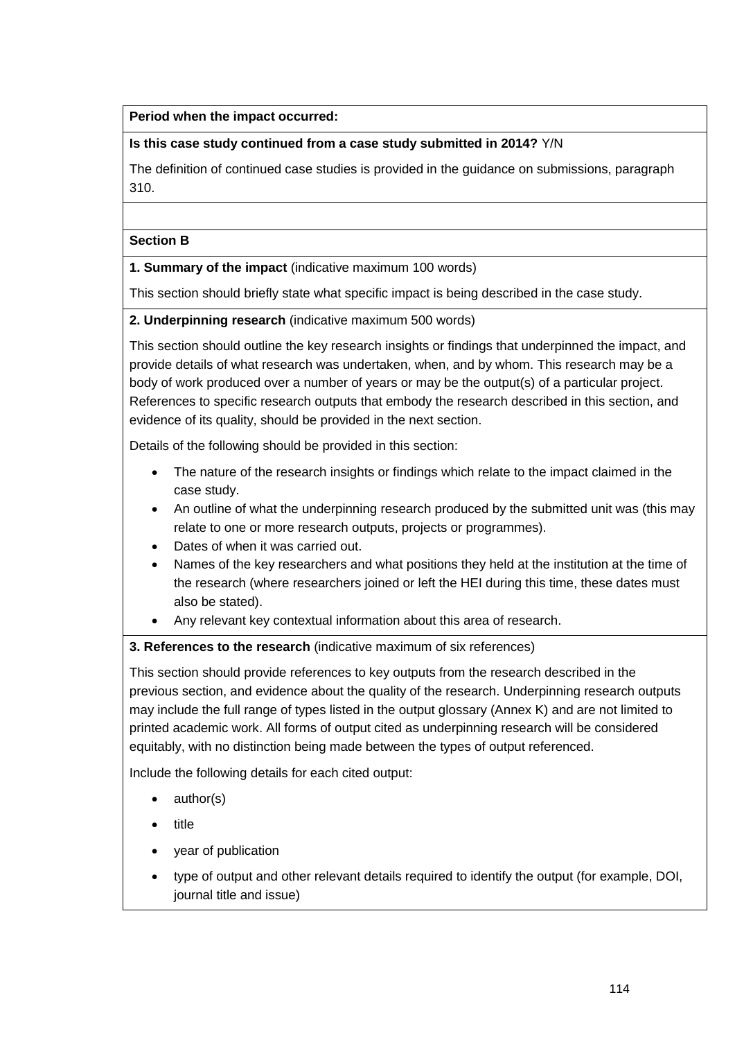**Period when the impact occurred:**

**Is this case study continued from a case study submitted in 2014?** Y/N

The definition of continued case studies is provided in the guidance on submissions, paragraph 310.

**Section B**

**1. Summary of the impact** (indicative maximum 100 words)

This section should briefly state what specific impact is being described in the case study.

**2. Underpinning research** (indicative maximum 500 words)

This section should outline the key research insights or findings that underpinned the impact, and provide details of what research was undertaken, when, and by whom. This research may be a body of work produced over a number of years or may be the output(s) of a particular project. References to specific research outputs that embody the research described in this section, and evidence of its quality, should be provided in the next section.

Details of the following should be provided in this section:

- The nature of the research insights or findings which relate to the impact claimed in the case study.
- An outline of what the underpinning research produced by the submitted unit was (this may relate to one or more research outputs, projects or programmes).
- Dates of when it was carried out.
- Names of the key researchers and what positions they held at the institution at the time of the research (where researchers joined or left the HEI during this time, these dates must also be stated).
- Any relevant key contextual information about this area of research.

**3. References to the research** (indicative maximum of six references)

This section should provide references to key outputs from the research described in the previous section, and evidence about the quality of the research. Underpinning research outputs may include the full range of types listed in the output glossary (Annex K) and are not limited to printed academic work. All forms of output cited as underpinning research will be considered equitably, with no distinction being made between the types of output referenced.

Include the following details for each cited output:

- author(s)
- title
- year of publication
- type of output and other relevant details required to identify the output (for example, DOI, journal title and issue)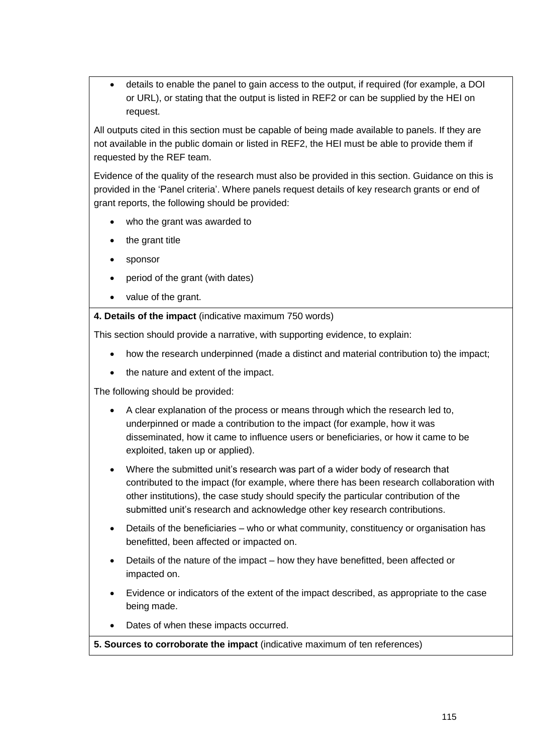- details to enable the panel to gain access to the output, if required (for example, a DOI or URL), or stating that the output is listed in REF2 or can be supplied by the HEI on request.

All outputs cited in this section must be capable of being made available to panels. If they are not available in the public domain or listed in REF2, the HEI must be able to provide them if requested by the REF team.

Evidence of the quality of the research must also be provided in this section. Guidance on this is provided in the 'Panel criteria'. Where panels request details of key research grants or end of grant reports, the following should be provided:

- who the grant was awarded to
- the grant title
- sponsor
- period of the grant (with dates)
- value of the grant.

**4. Details of the impact** (indicative maximum 750 words)

This section should provide a narrative, with supporting evidence, to explain:

- how the research underpinned (made a distinct and material contribution to) the impact;
- the nature and extent of the impact.

The following should be provided:

- A clear explanation of the process or means through which the research led to, underpinned or made a contribution to the impact (for example, how it was disseminated, how it came to influence users or beneficiaries, or how it came to be exploited, taken up or applied).
- Where the submitted unit's research was part of a wider body of research that contributed to the impact (for example, where there has been research collaboration with other institutions), the case study should specify the particular contribution of the submitted unit's research and acknowledge other key research contributions.
- Details of the beneficiaries – who or what community, constituency or organisation has benefitted, been affected or impacted on.
- Details of the nature of the impact – how they have benefitted, been affected or impacted on.
- Evidence or indicators of the extent of the impact described, as appropriate to the case being made.
- Dates of when these impacts occurred.

**5. Sources to corroborate the impact** (indicative maximum of ten references)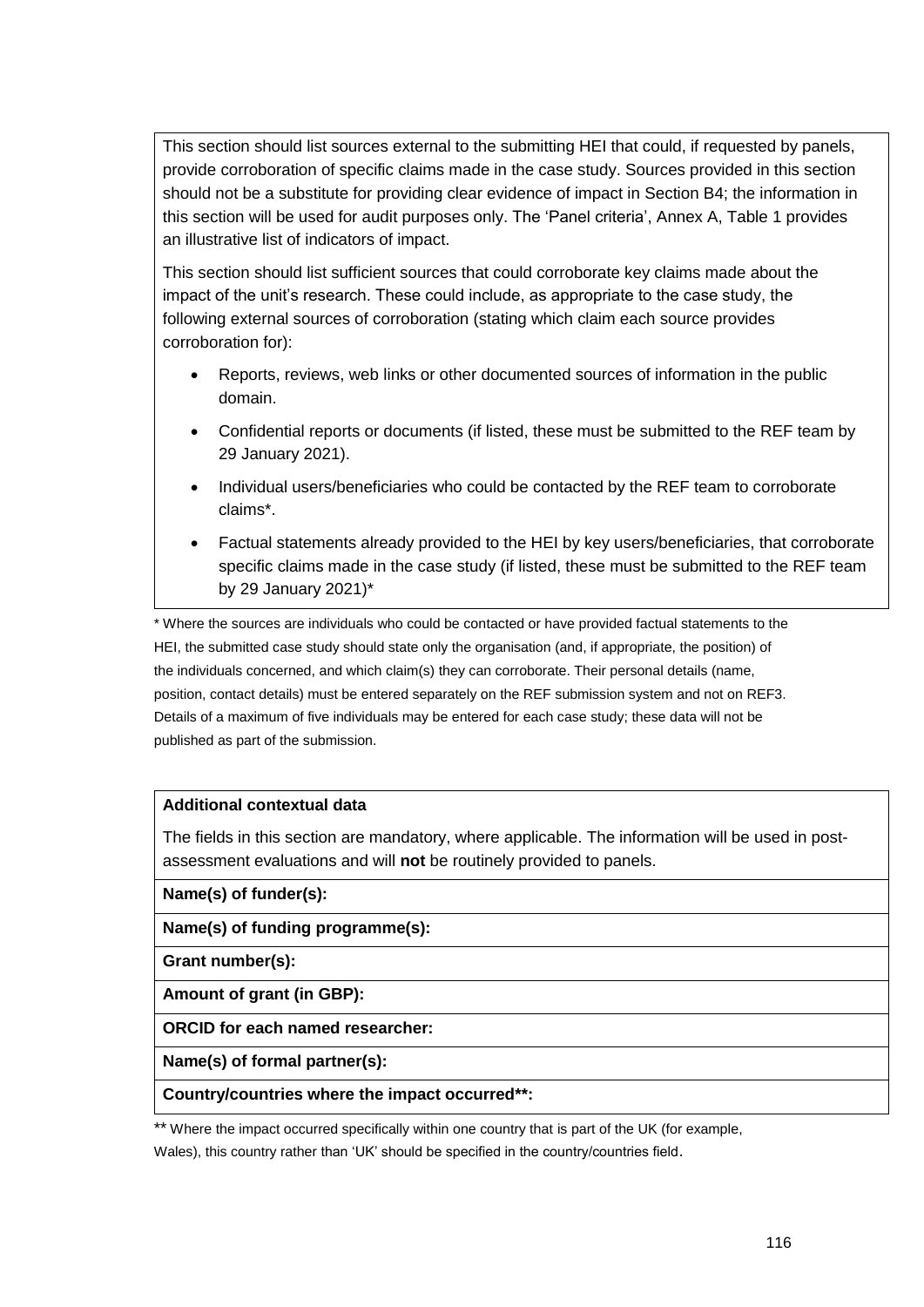This section should list sources external to the submitting HEI that could, if requested by panels, provide corroboration of specific claims made in the case study. Sources provided in this section should not be a substitute for providing clear evidence of impact in Section B4; the information in this section will be used for audit purposes only. The 'Panel criteria', Annex A, Table 1 provides an illustrative list of indicators of impact.

This section should list sufficient sources that could corroborate key claims made about the impact of the unit's research. These could include, as appropriate to the case study, the following external sources of corroboration (stating which claim each source provides corroboration for):

- Reports, reviews, web links or other documented sources of information in the public domain.
- Confidential reports or documents (if listed, these must be submitted to the REF team by 29 January 2021).
- Individual users/beneficiaries who could be contacted by the REF team to corroborate claims*.
- Factual statements already provided to the HEI by key users/beneficiaries, that corroborate specific claims made in the case study (if listed, these must be submitted to the REF team by 29 January 2021)*

* Where the sources are individuals who could be contacted or have provided factual statements to the HEI, the submitted case study should state only the organisation (and, if appropriate, the position) of the individuals concerned, and which claim(s) they can corroborate. Their personal details (name, position, contact details) must be entered separately on the REF submission system and not on REF3. Details of a maximum of five individuals may be entered for each case study; these data will not be published as part of the submission.

| **Additional contextual data** |
|---|
| The fields in this section are mandatory, where applicable. The information will be used in post-assessment evaluations and will **not** be routinely provided to panels. |
| **Name(s) of funder(s):** |
| **Name(s) of funding programme(s):** |
| **Grant number(s):** |
| **Amount of grant (in GBP):** |
| **ORCID for each named researcher:** |
| **Name(s) of formal partner(s):** |
| **Country/countries where the impact occurred**:** |

** Where the impact occurred specifically within one country that is part of the UK (for example, Wales), this country rather than 'UK' should be specified in the country/countries field.